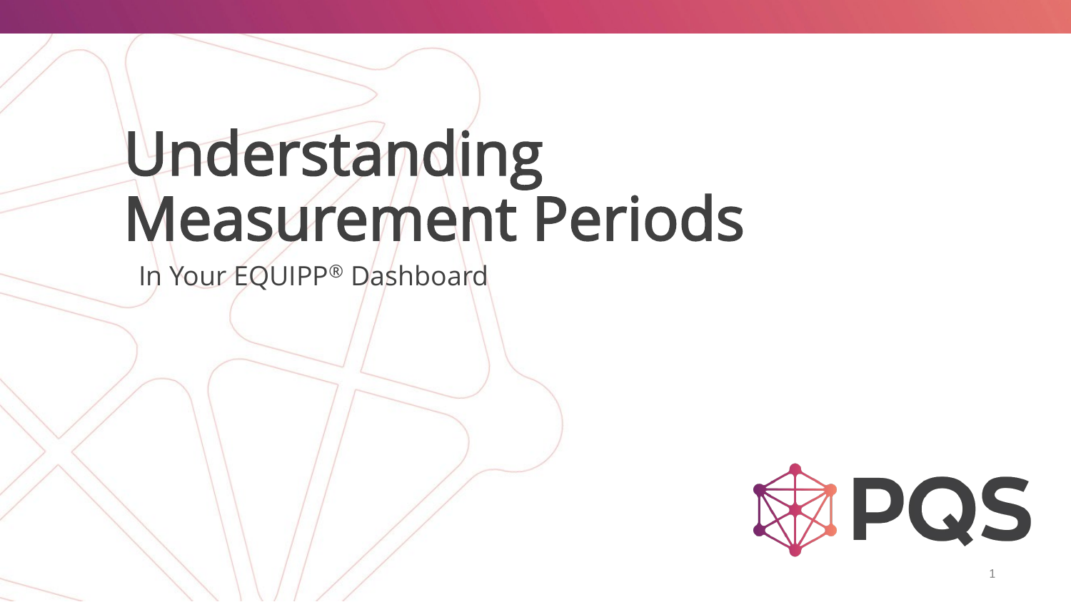# Understanding Measurement Periods

In Your EQUIPP® Dashboard

PQS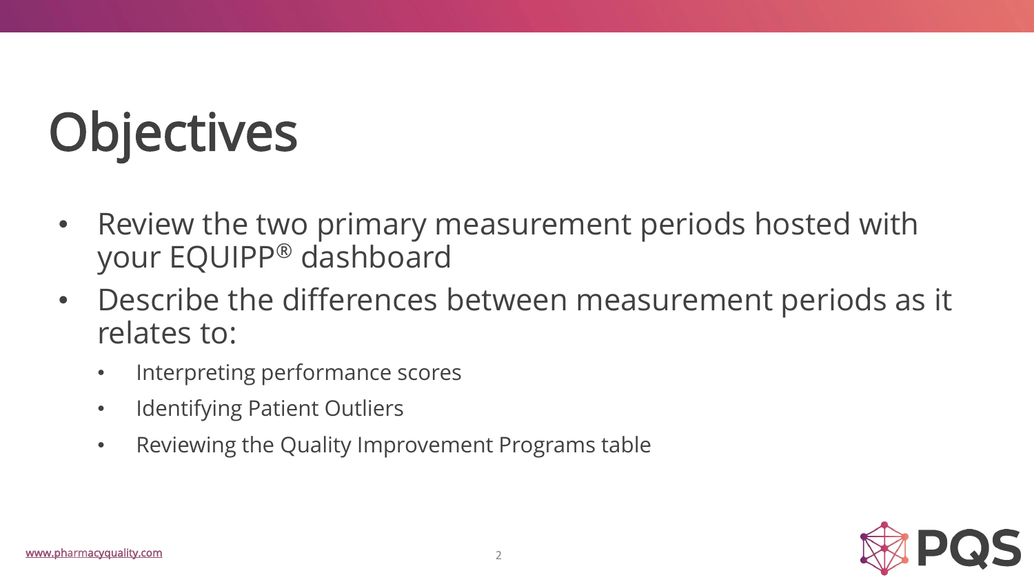# Objectives

- Review the two primary measurement periods hosted with your EQUIPP® dashboard
- Describe the differences between measurement periods as it relates to:
  - Interpreting performance scores
  - Identifying Patient Outliers
  - Reviewing the Quality Improvement Programs table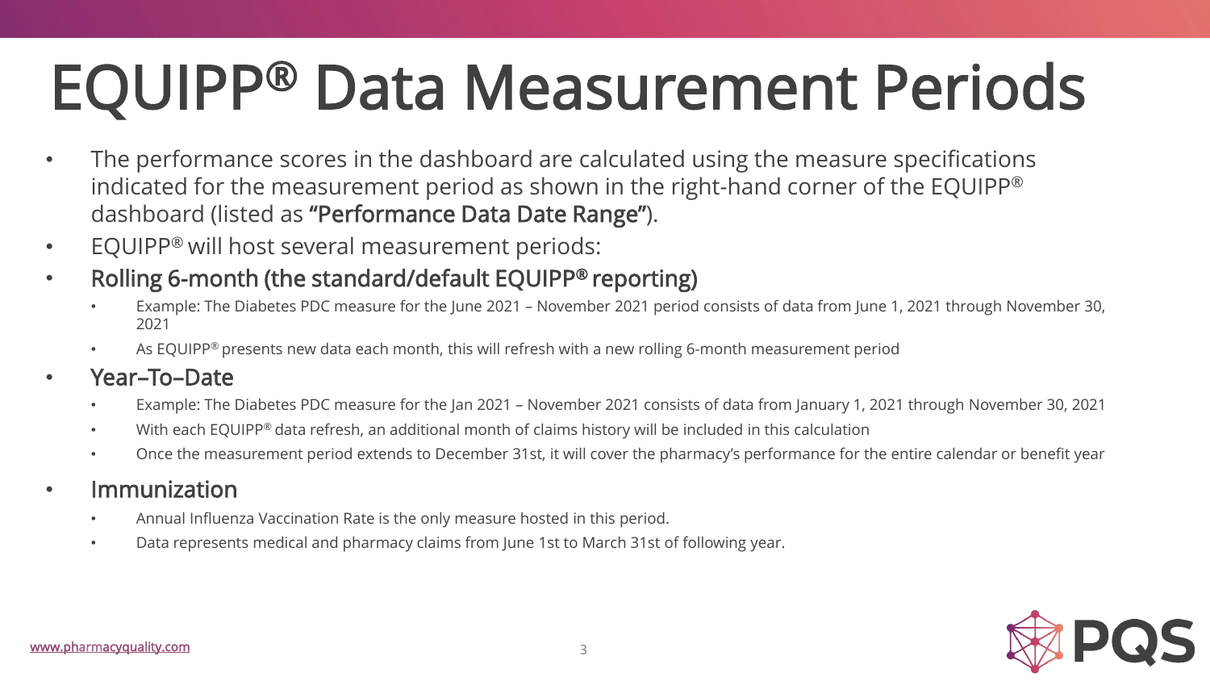# EQUIPP® Data Measurement Periods

- The performance scores in the dashboard are calculated using the measure specifications indicated for the measurement period as shown in the right-hand corner of the EQUIPP® dashboard (listed as **"Performance Data Date Range"**).
- EQUIPP® will host several measurement periods:
- **Rolling 6-month (the standard/default EQUIPP® reporting)**
  - Example: The Diabetes PDC measure for the June 2021 – November 2021 period consists of data from June 1, 2021 through November 30, 2021
  - As EQUIPP® presents new data each month, this will refresh with a new rolling 6-month measurement period
- **Year–To–Date**
  - Example: The Diabetes PDC measure for the Jan 2021 – November 2021 consists of data from January 1, 2021 through November 30, 2021
  - With each EQUIPP® data refresh, an additional month of claims history will be included in this calculation
  - Once the measurement period extends to December 31st, it will cover the pharmacy's performance for the entire calendar or benefit year
- **Immunization**
  - Annual Influenza Vaccination Rate is the only measure hosted in this period.
  - Data represents medical and pharmacy claims from June 1st to March 31st of following year.

www.pharmacyquality.com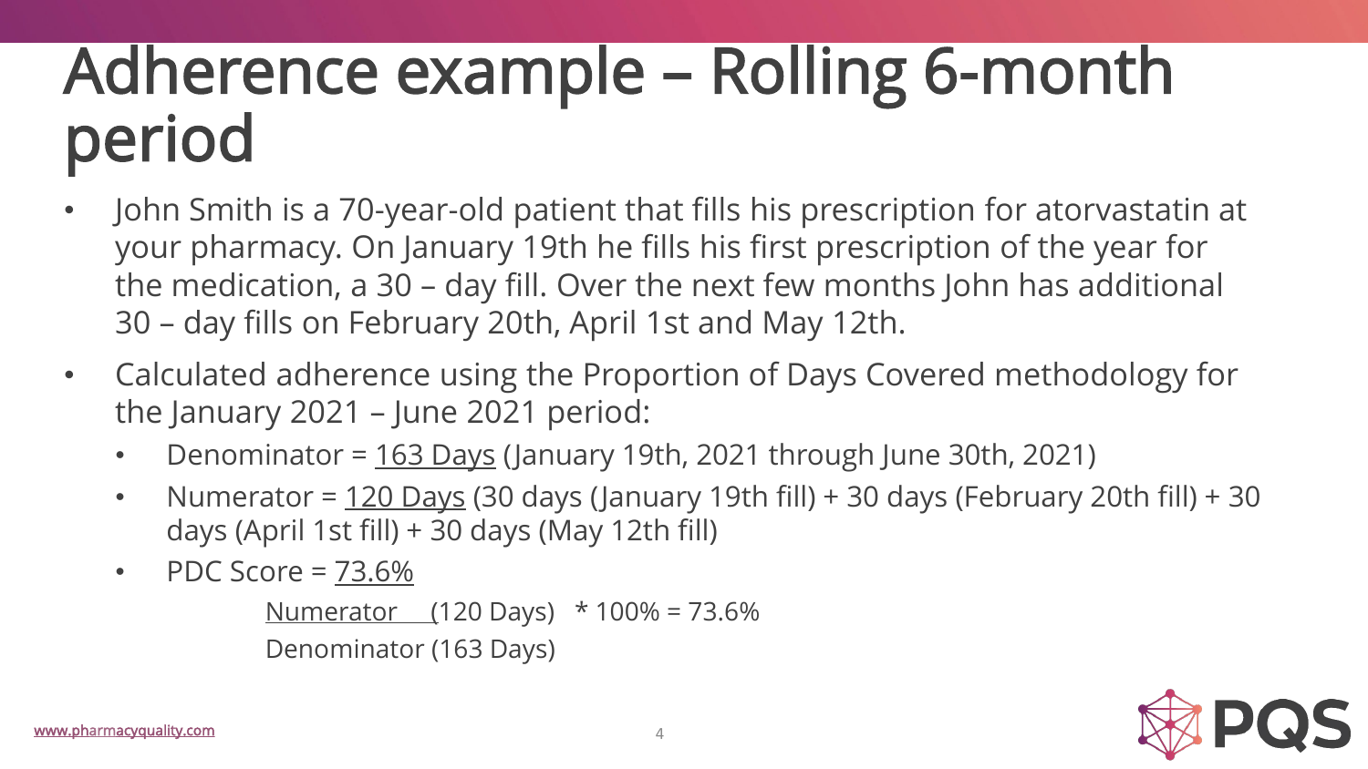# Adherence example – Rolling 6-month period

- John Smith is a 70-year-old patient that fills his prescription for atorvastatin at your pharmacy. On January 19th he fills his first prescription of the year for the medication, a 30 – day fill. Over the next few months John has additional 30 – day fills on February 20th, April 1st and May 12th.
- Calculated adherence using the Proportion of Days Covered methodology for the January 2021 – June 2021 period:
  - Denominator = <u>163 Days</u> (January 19th, 2021 through June 30th, 2021)
  - Numerator = <u>120 Days</u> (30 days (January 19th fill) + 30 days (February 20th fill) + 30 days (April 1st fill) + 30 days (May 12th fill)
  - PDC Score = <u>73.6%</u>

$$\frac{\text{Numerator (120 Days)}}{\text{Denominator (163 Days)}} * 100\% = 73.6\%$$

www.pharmacyquality.com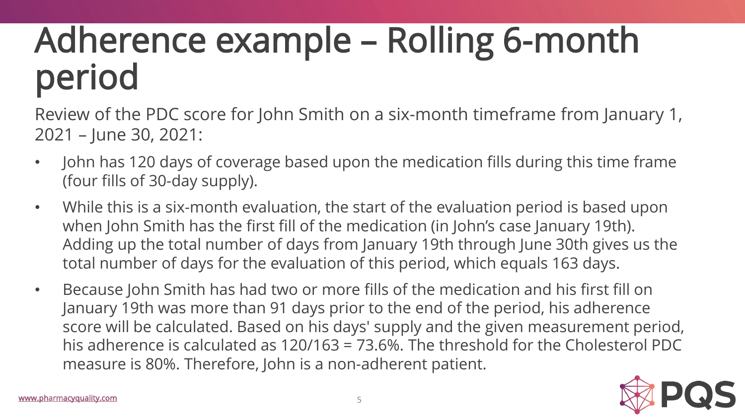# Adherence example – Rolling 6-month period

Review of the PDC score for John Smith on a six-month timeframe from January 1, 2021 – June 30, 2021:

- John has 120 days of coverage based upon the medication fills during this time frame (four fills of 30-day supply).
- While this is a six-month evaluation, the start of the evaluation period is based upon when John Smith has the first fill of the medication (in John's case January 19th). Adding up the total number of days from January 19th through June 30th gives us the total number of days for the evaluation of this period, which equals 163 days.
- Because John Smith has had two or more fills of the medication and his first fill on January 19th was more than 91 days prior to the end of the period, his adherence score will be calculated. Based on his days' supply and the given measurement period, his adherence is calculated as 120/163 = 73.6%. The threshold for the Cholesterol PDC measure is 80%. Therefore, John is a non-adherent patient.

www.pharmacyquality.com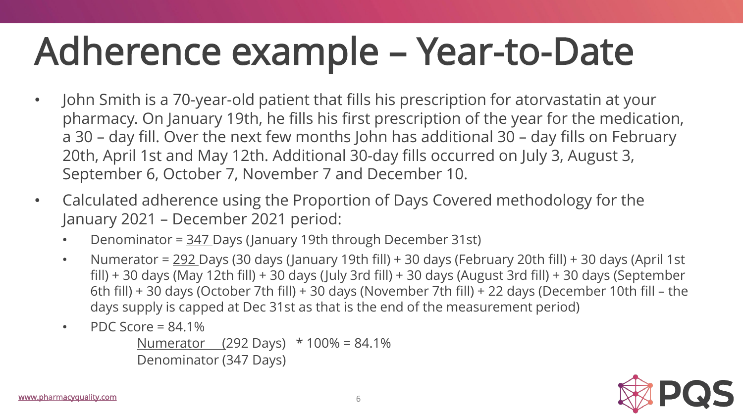# Adherence example – Year-to-Date

- John Smith is a 70-year-old patient that fills his prescription for atorvastatin at your pharmacy. On January 19th, he fills his first prescription of the year for the medication, a 30 – day fill. Over the next few months John has additional 30 – day fills on February 20th, April 1st and May 12th. Additional 30-day fills occurred on July 3, August 3, September 6, October 7, November 7 and December 10.
- Calculated adherence using the Proportion of Days Covered methodology for the January 2021 – December 2021 period:
  - Denominator = 347 Days (January 19th through December 31st)
  - Numerator = 292 Days (30 days (January 19th fill) + 30 days (February 20th fill) + 30 days (April 1st fill) + 30 days (May 12th fill) + 30 days (July 3rd fill) + 30 days (August 3rd fill) + 30 days (September 6th fill) + 30 days (October 7th fill) + 30 days (November 7th fill) + 22 days (December 10th fill – the days supply is capped at Dec 31st as that is the end of the measurement period)
  - PDC Score = 84.1%

$$\frac{\text{Numerator (292 Days)}}{\text{Denominator (347 Days)}} * 100\% = 84.1\%$$

www.pharmacyquality.com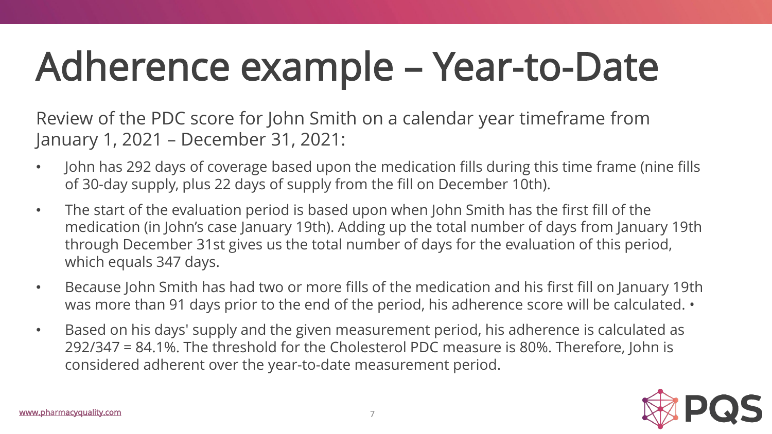# Adherence example – Year-to-Date

Review of the PDC score for John Smith on a calendar year timeframe from January 1, 2021 – December 31, 2021:

- John has 292 days of coverage based upon the medication fills during this time frame (nine fills of 30-day supply, plus 22 days of supply from the fill on December 10th).
- The start of the evaluation period is based upon when John Smith has the first fill of the medication (in John's case January 19th). Adding up the total number of days from January 19th through December 31st gives us the total number of days for the evaluation of this period, which equals 347 days.
- Because John Smith has had two or more fills of the medication and his first fill on January 19th was more than 91 days prior to the end of the period, his adherence score will be calculated. •
- Based on his days' supply and the given measurement period, his adherence is calculated as 292/347 = 84.1%. The threshold for the Cholesterol PDC measure is 80%. Therefore, John is considered adherent over the year-to-date measurement period.

www.pharmacyquality.com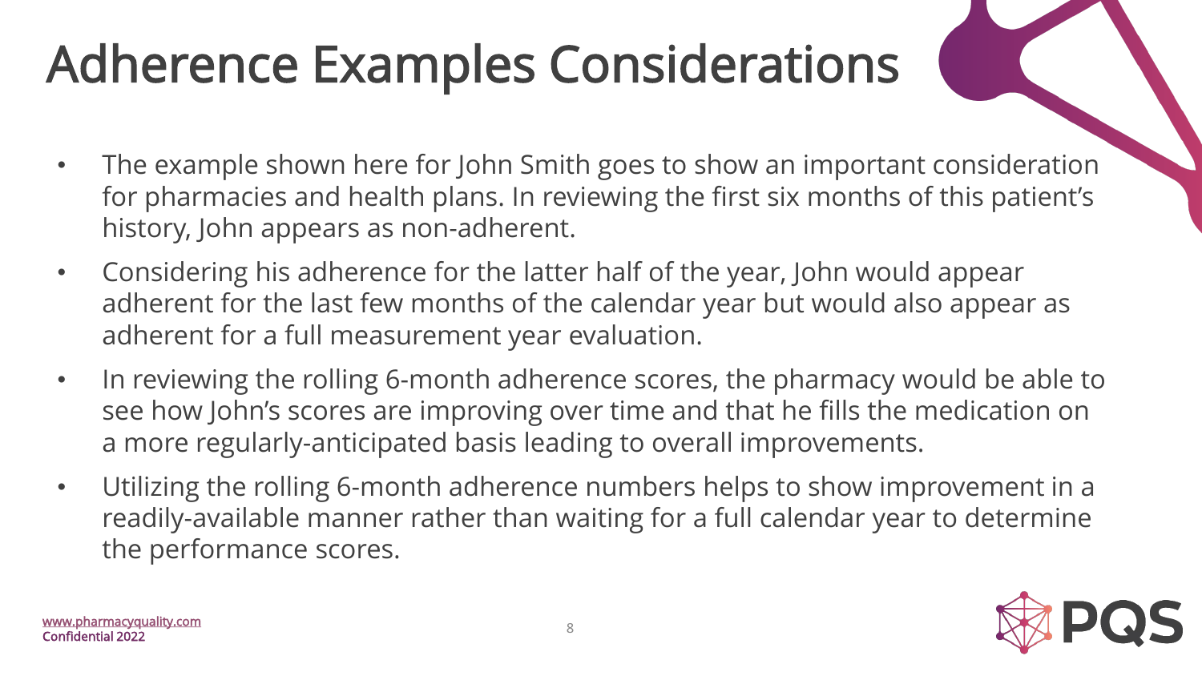# Adherence Examples Considerations

- The example shown here for John Smith goes to show an important consideration for pharmacies and health plans. In reviewing the first six months of this patient's history, John appears as non-adherent.
- Considering his adherence for the latter half of the year, John would appear adherent for the last few months of the calendar year but would also appear as adherent for a full measurement year evaluation.
- In reviewing the rolling 6-month adherence scores, the pharmacy would be able to see how John's scores are improving over time and that he fills the medication on a more regularly-anticipated basis leading to overall improvements.
- Utilizing the rolling 6-month adherence numbers helps to show improvement in a readily-available manner rather than waiting for a full calendar year to determine the performance scores.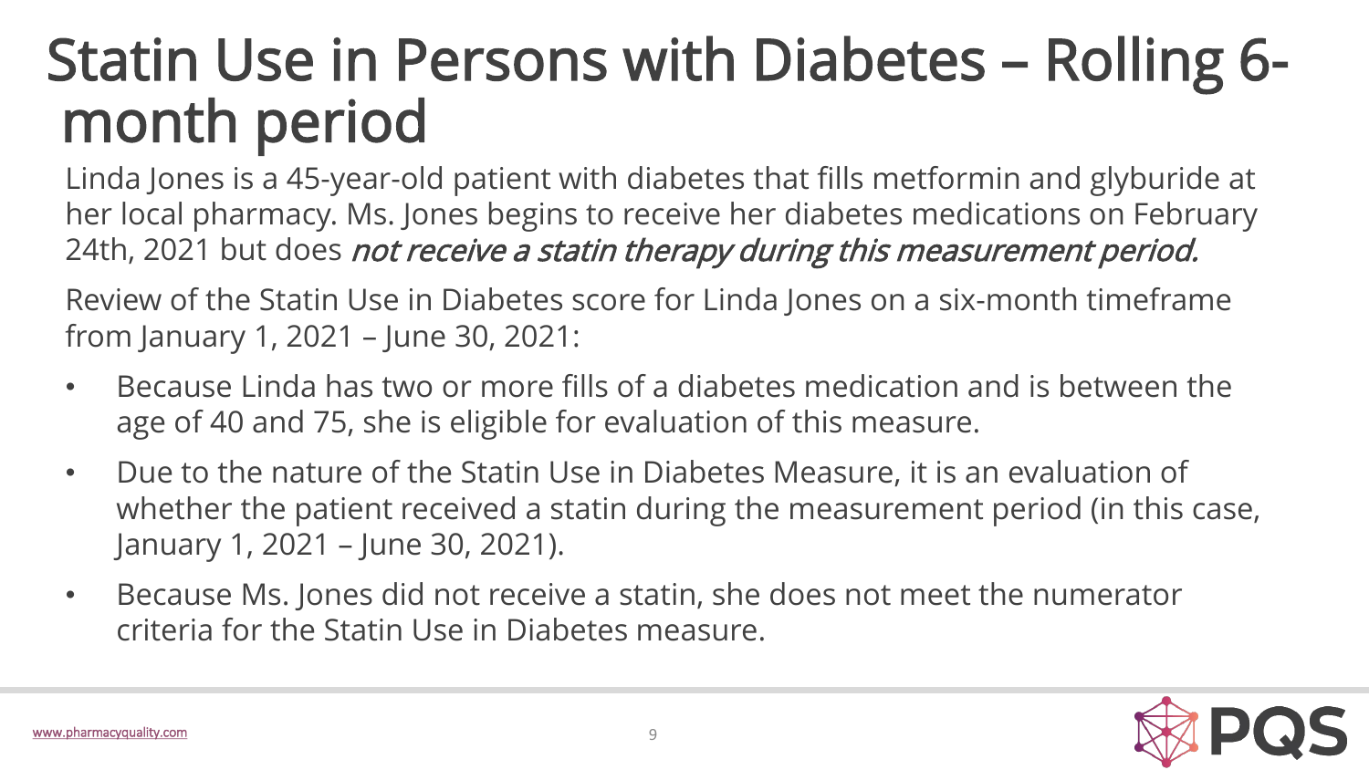# Statin Use in Persons with Diabetes – Rolling 6-month period

Linda Jones is a 45-year-old patient with diabetes that fills metformin and glyburide at her local pharmacy. Ms. Jones begins to receive her diabetes medications on February 24th, 2021 but does *not receive a statin therapy during this measurement period.*

Review of the Statin Use in Diabetes score for Linda Jones on a six-month timeframe from January 1, 2021 – June 30, 2021:

- Because Linda has two or more fills of a diabetes medication and is between the age of 40 and 75, she is eligible for evaluation of this measure.
- Due to the nature of the Statin Use in Diabetes Measure, it is an evaluation of whether the patient received a statin during the measurement period (in this case, January 1, 2021 – June 30, 2021).
- Because Ms. Jones did not receive a statin, she does not meet the numerator criteria for the Statin Use in Diabetes measure.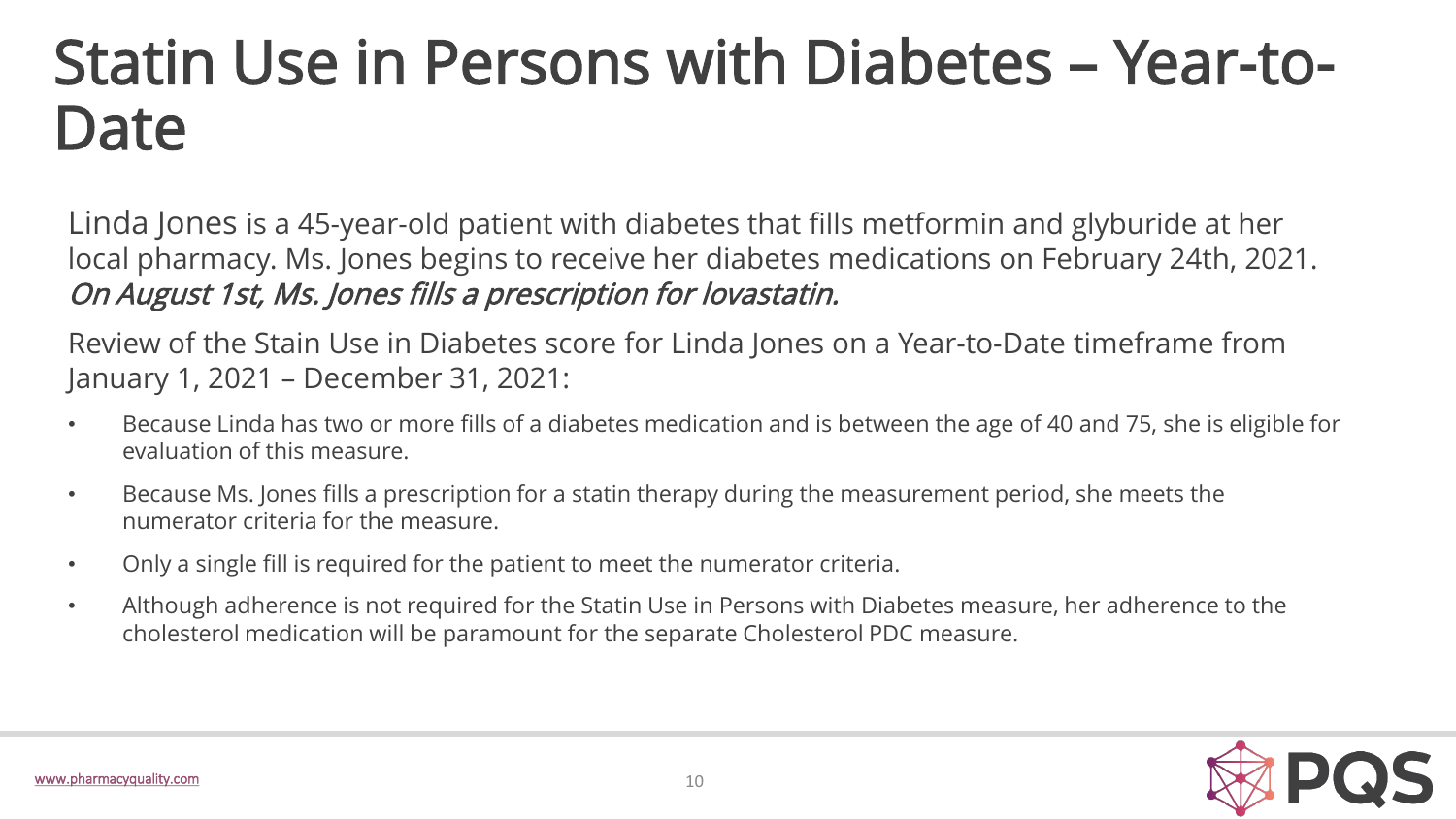# Statin Use in Persons with Diabetes – Year-to-Date

Linda Jones is a 45-year-old patient with diabetes that fills metformin and glyburide at her local pharmacy. Ms. Jones begins to receive her diabetes medications on February 24th, 2021. *On August 1st, Ms. Jones fills a prescription for lovastatin.*

Review of the Stain Use in Diabetes score for Linda Jones on a Year-to-Date timeframe from January 1, 2021 – December 31, 2021:

- Because Linda has two or more fills of a diabetes medication and is between the age of 40 and 75, she is eligible for evaluation of this measure.
- Because Ms. Jones fills a prescription for a statin therapy during the measurement period, she meets the numerator criteria for the measure.
- Only a single fill is required for the patient to meet the numerator criteria.
- Although adherence is not required for the Statin Use in Persons with Diabetes measure, her adherence to the cholesterol medication will be paramount for the separate Cholesterol PDC measure.

www.pharmacyquality.com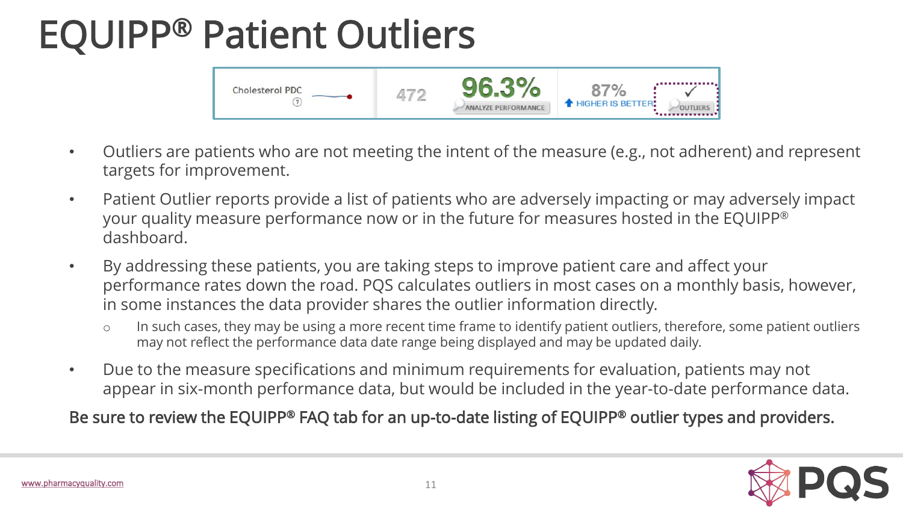# EQUIPP® Patient Outliers

| Cholesterol PDC | 472 | 96.3% ANALYZE PERFORMANCE | 87% HIGHER IS BETTER | ✓ OUTLIERS |
|---|---|---|---|---|

- Outliers are patients who are not meeting the intent of the measure (e.g., not adherent) and represent targets for improvement.
- Patient Outlier reports provide a list of patients who are adversely impacting or may adversely impact your quality measure performance now or in the future for measures hosted in the EQUIPP® dashboard.
- By addressing these patients, you are taking steps to improve patient care and affect your performance rates down the road. PQS calculates outliers in most cases on a monthly basis, however, in some instances the data provider shares the outlier information directly.
  - In such cases, they may be using a more recent time frame to identify patient outliers, therefore, some patient outliers may not reflect the performance data date range being displayed and may be updated daily.
- Due to the measure specifications and minimum requirements for evaluation, patients may not appear in six-month performance data, but would be included in the year-to-date performance data.

Be sure to review the EQUIPP® FAQ tab for an up-to-date listing of EQUIPP® outlier types and providers.

www.pharmacyquality.com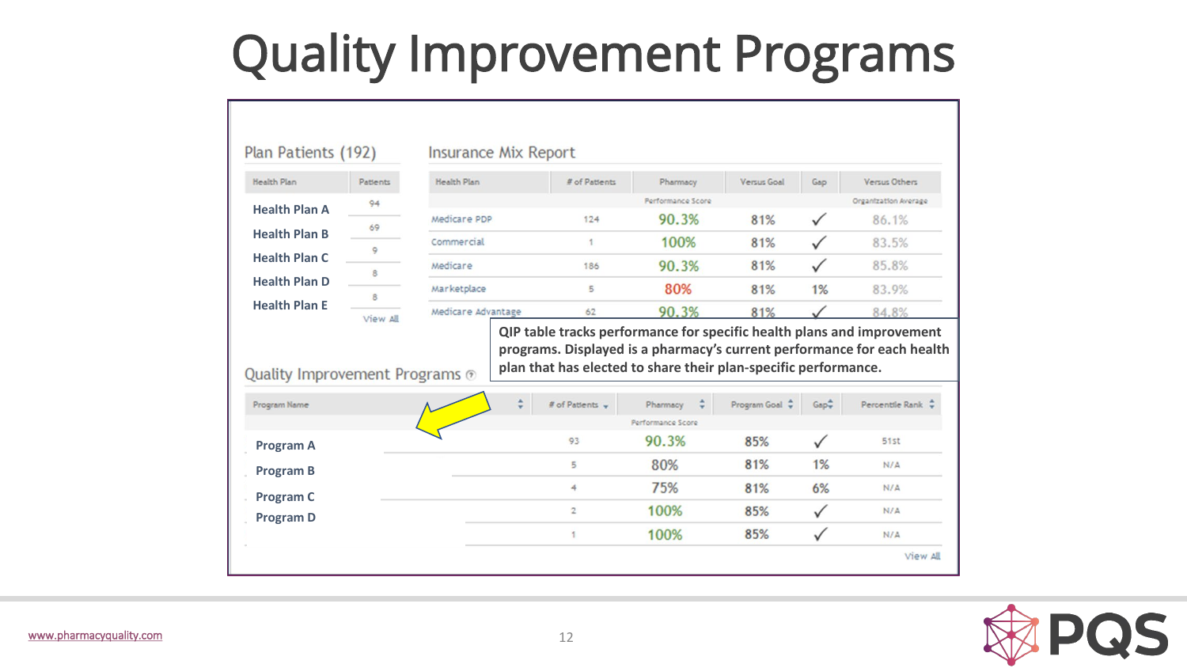# Quality Improvement Programs

## Plan Patients (192)

| Health Plan | Patients |
|---|---|
| Health Plan A | 94 |
| Health Plan B | 69 |
| Health Plan C | 9 |
| Health Plan D | 8 |
| Health Plan E | 8 |
| | View All |

## Insurance Mix Report

| Health Plan | # of Patients | Pharmacy Performance Score | Versus Goal | Gap | Versus Others Organization Average |
|---|---|---|---|---|---|
| Medicare PDP | 124 | 90.3% | 81% | ✓ | 86.1% |
| Commercial | 1 | 100% | 81% | ✓ | 83.5% |
| Medicare | 186 | 90.3% | 81% | ✓ | 85.8% |
| Marketplace | 5 | 80% | 81% | 1% | 83.9% |
| Medicare Advantage | 62 | 90.3% | 81% | ✓ | 84.8% |

QIP table tracks performance for specific health plans and improvement programs. Displayed is a pharmacy's current performance for each health plan that has elected to share their plan-specific performance.

## Quality Improvement Programs

| Program Name | # of Patients | Pharmacy Performance Score | Program Goal | Gap | Percentile Rank |
|---|---|---|---|---|---|
| Program A | 93 | 90.3% | 85% | ✓ | 51st |
| Program B | 5 | 80% | 81% | 1% | N/A |
| Program C | 4 | 75% | 81% | 6% | N/A |
| Program D | 2 | 100% | 85% | ✓ | N/A |
| | 1 | 100% | 85% | ✓ | N/A |
| | | | | | View All |

www.pharmacyquality.com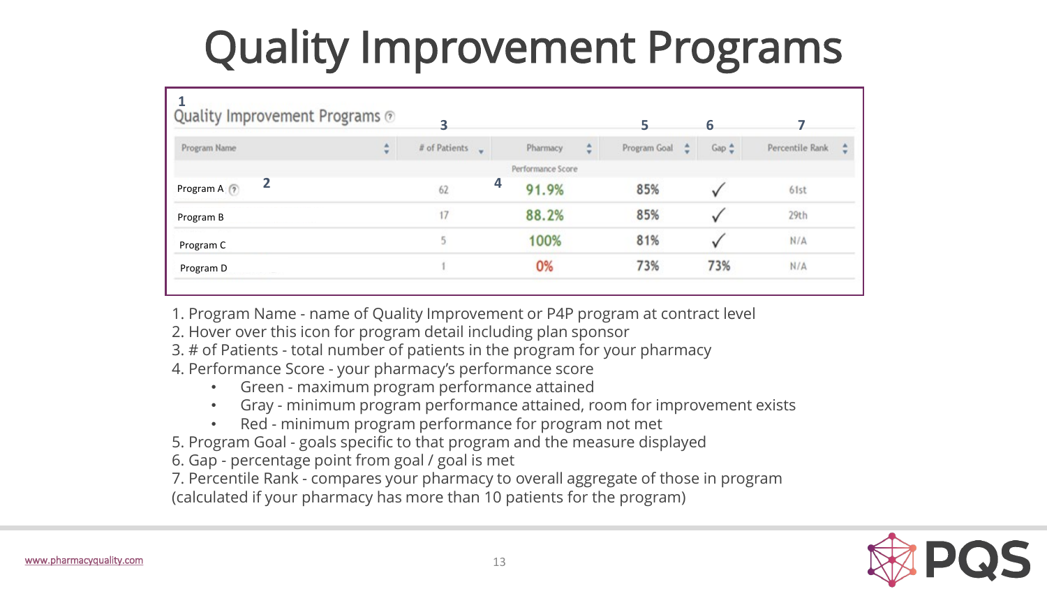# Quality Improvement Programs

**Quality Improvement Programs**

| Program Name | # of Patients | Pharmacy Performance Score | Program Goal | Gap | Percentile Rank |
|---|---|---|---|---|---|
| Program A | 62 | 91.9% | 85% | ✓ | 61st |
| Program B | 17 | 88.2% | 85% | ✓ | 29th |
| Program C | 5 | 100% | 81% | ✓ | N/A |
| Program D | 1 | 0% | 73% | 73% | N/A |

1. Program Name - name of Quality Improvement or P4P program at contract level
2. Hover over this icon for program detail including plan sponsor
3. # of Patients - total number of patients in the program for your pharmacy
4. Performance Score - your pharmacy's performance score
   - Green - maximum program performance attained
   - Gray - minimum program performance attained, room for improvement exists
   - Red - minimum program performance for program not met
5. Program Goal - goals specific to that program and the measure displayed
6. Gap - percentage point from goal / goal is met
7. Percentile Rank - compares your pharmacy to overall aggregate of those in program (calculated if your pharmacy has more than 10 patients for the program)

www.pharmacyquality.com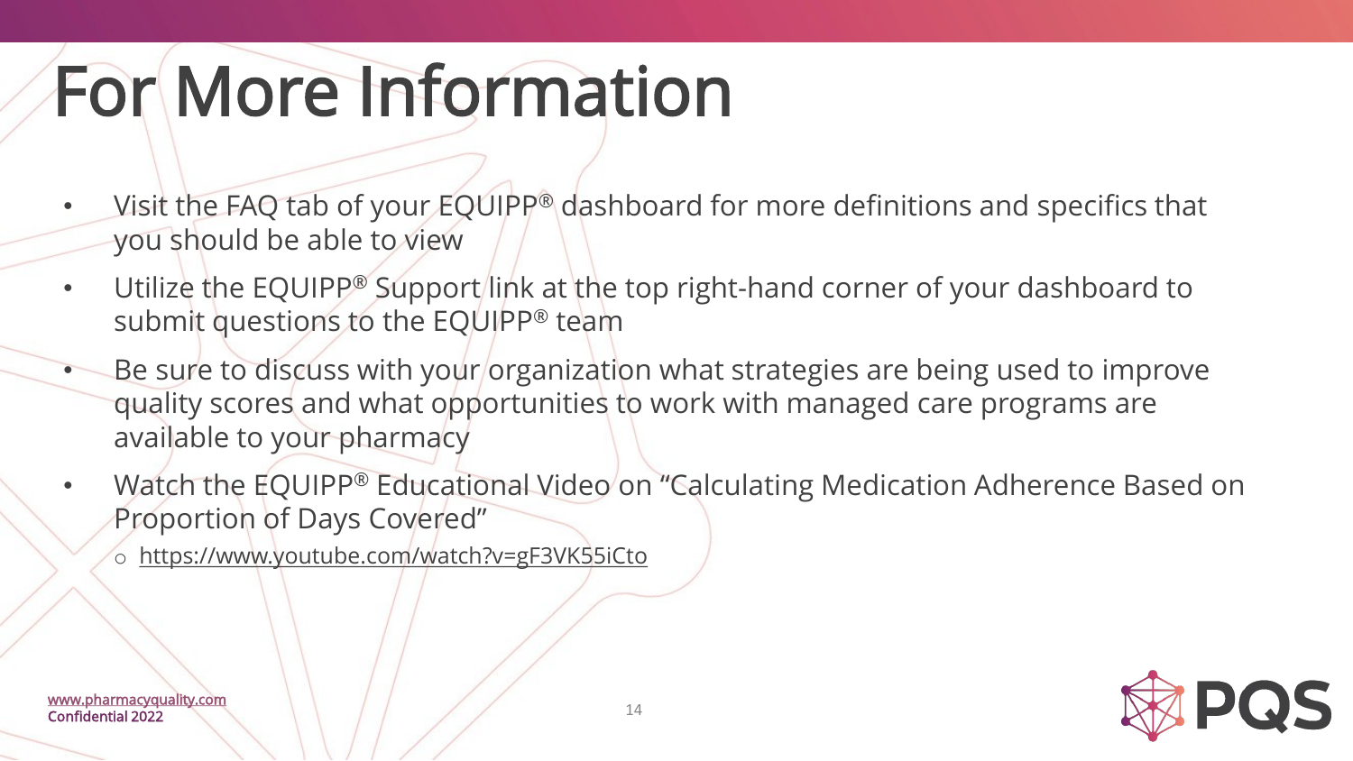# For More Information

- Visit the FAQ tab of your EQUIPP® dashboard for more definitions and specifics that you should be able to view
- Utilize the EQUIPP® Support link at the top right-hand corner of your dashboard to submit questions to the EQUIPP® team
- Be sure to discuss with your organization what strategies are being used to improve quality scores and what opportunities to work with managed care programs are available to your pharmacy
- Watch the EQUIPP® Educational Video on "Calculating Medication Adherence Based on Proportion of Days Covered"
  - https://www.youtube.com/watch?v=gF3VK55iCto

www.pharmacyquality.com
Confidential 2022